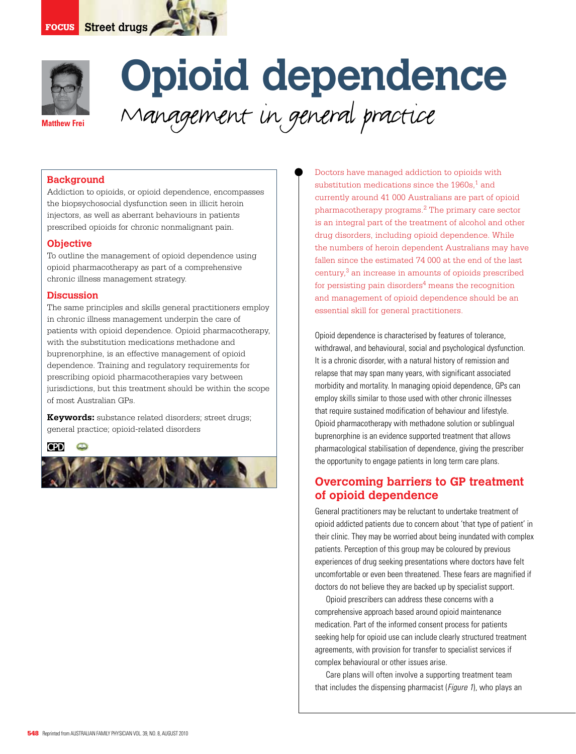FOCUS Street drugs

Matthew Frei

# Opioid dependence

## Management in general practice

**Background**

Addiction to opioids, or opioid dependence, encompasses the biopsychosocial dysfunction seen in illicit heroin injectors, as well as aberrant behaviours in patients prescribed opioids for chronic nonmalignant pain.

**Objective**

To outline the management of opioid dependence using opioid pharmacotherapy as part of a comprehensive chronic illness management strategy.

**Discussion**

The same principles and skills general practitioners employ in chronic illness management underpin the care of patients with opioid dependence. Opioid pharmacotherapy, with the substitution medications methadone and buprenorphine, is an effective management of opioid dependence. Training and regulatory requirements for prescribing opioid pharmacotherapies vary between jurisdictions, but this treatment should be within the scope of most Australian GPs.

**Keywords:** substance related disorders; street drugs; general practice; opioid-related disorders

CPD

Doctors have managed addiction to opioids with substitution medications since the 1960s,[1] and currently around 41 000 Australians are part of opioid pharmacotherapy programs.[2] The primary care sector is an integral part of the treatment of alcohol and other drug disorders, including opioid dependence. While the numbers of heroin dependent Australians may have fallen since the estimated 74 000 at the end of the last century,[3] an increase in amounts of opioids prescribed for persisting pain disorders[4] means the recognition and management of opioid dependence should be an essential skill for general practitioners.

Opioid dependence is characterised by features of tolerance, withdrawal, and behavioural, social and psychological dysfunction. It is a chronic disorder, with a natural history of remission and relapse that may span many years, with significant associated morbidity and mortality. In managing opioid dependence, GPs can employ skills similar to those used with other chronic illnesses that require sustained modification of behaviour and lifestyle. Opioid pharmacotherapy with methadone solution or sublingual buprenorphine is an evidence supported treatment that allows pharmacological stabilisation of dependence, giving the prescriber the opportunity to engage patients in long term care plans.

## Overcoming barriers to GP treatment of opioid dependence

General practitioners may be reluctant to undertake treatment of opioid addicted patients due to concern about 'that type of patient' in their clinic. They may be worried about being inundated with complex patients. Perception of this group may be coloured by previous experiences of drug seeking presentations where doctors have felt uncomfortable or even been threatened. These fears are magnified if doctors do not believe they are backed up by specialist support.

Opioid prescribers can address these concerns with a comprehensive approach based around opioid maintenance medication. Part of the informed consent process for patients seeking help for opioid use can include clearly structured treatment agreements, with provision for transfer to specialist services if complex behavioural or other issues arise.

Care plans will often involve a supporting treatment team that includes the dispensing pharmacist (*Figure 1*), who plays an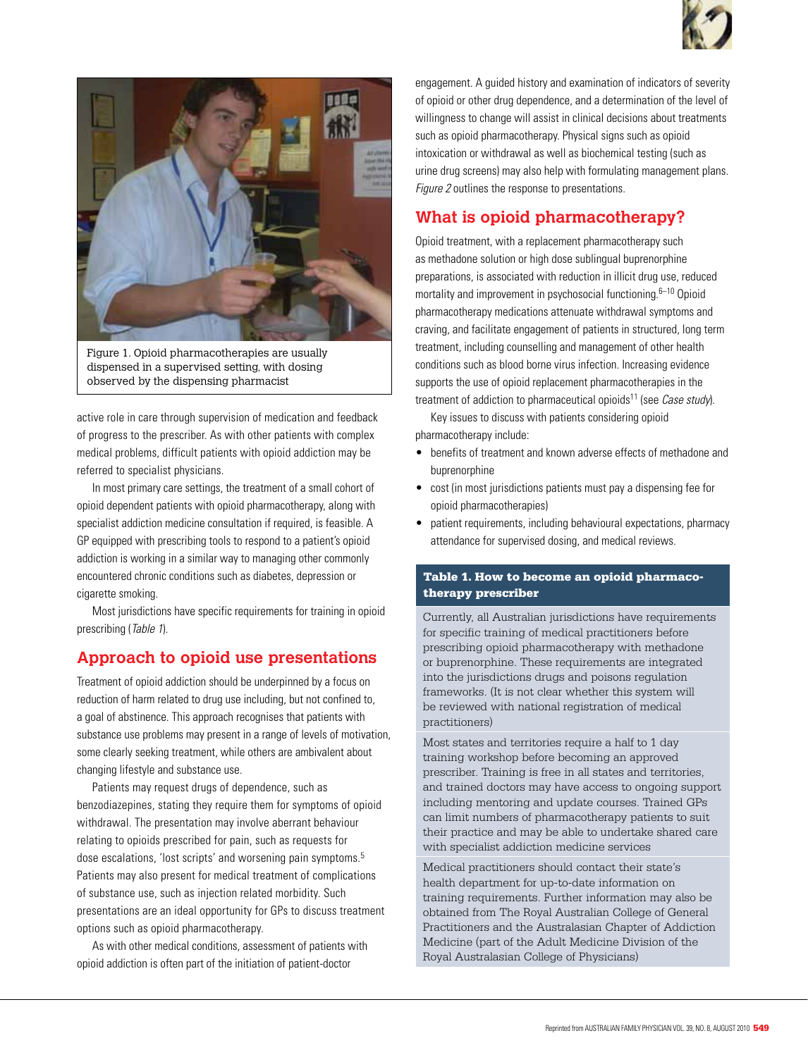Figure 1. Opioid pharmacotherapies are usually dispensed in a supervised setting, with dosing observed by the dispensing pharmacist

active role in care through supervision of medication and feedback of progress to the prescriber. As with other patients with complex medical problems, difficult patients with opioid addiction may be referred to specialist physicians.

In most primary care settings, the treatment of a small cohort of opioid dependent patients with opioid pharmacotherapy, along with specialist addiction medicine consultation if required, is feasible. A GP equipped with prescribing tools to respond to a patient's opioid addiction is working in a similar way to managing other commonly encountered chronic conditions such as diabetes, depression or cigarette smoking.

Most jurisdictions have specific requirements for training in opioid prescribing (*Table 1*).

## Approach to opioid use presentations

Treatment of opioid addiction should be underpinned by a focus on reduction of harm related to drug use including, but not confined to, a goal of abstinence. This approach recognises that patients with substance use problems may present in a range of levels of motivation, some clearly seeking treatment, while others are ambivalent about changing lifestyle and substance use.

Patients may request drugs of dependence, such as benzodiazepines, stating they require them for symptoms of opioid withdrawal. The presentation may involve aberrant behaviour relating to opioids prescribed for pain, such as requests for dose escalations, 'lost scripts' and worsening pain symptoms.[5] Patients may also present for medical treatment of complications of substance use, such as injection related morbidity. Such presentations are an ideal opportunity for GPs to discuss treatment options such as opioid pharmacotherapy.

As with other medical conditions, assessment of patients with opioid addiction is often part of the initiation of patient-doctor engagement. A guided history and examination of indicators of severity of opioid or other drug dependence, and a determination of the level of willingness to change will assist in clinical decisions about treatments such as opioid pharmacotherapy. Physical signs such as opioid intoxication or withdrawal as well as biochemical testing (such as urine drug screens) may also help with formulating management plans. *Figure 2* outlines the response to presentations.

## What is opioid pharmacotherapy?

Opioid treatment, with a replacement pharmacotherapy such as methadone solution or high dose sublingual buprenorphine preparations, is associated with reduction in illicit drug use, reduced mortality and improvement in psychosocial functioning.[6–10] Opioid pharmacotherapy medications attenuate withdrawal symptoms and craving, and facilitate engagement of patients in structured, long term treatment, including counselling and management of other health conditions such as blood borne virus infection. Increasing evidence supports the use of opioid replacement pharmacotherapies in the treatment of addiction to pharmaceutical opioids[11] (see *Case study*).

Key issues to discuss with patients considering opioid pharmacotherapy include:

- benefits of treatment and known adverse effects of methadone and buprenorphine
- cost (in most jurisdictions patients must pay a dispensing fee for opioid pharmacotherapies)
- patient requirements, including behavioural expectations, pharmacy attendance for supervised dosing, and medical reviews.

| **Table 1. How to become an opioid pharmacotherapy prescriber** |
|---|
| Currently, all Australian jurisdictions have requirements for specific training of medical practitioners before prescribing opioid pharmacotherapy with methadone or buprenorphine. These requirements are integrated into the jurisdictions drugs and poisons regulation frameworks. (It is not clear whether this system will be reviewed with national registration of medical practitioners) |
| Most states and territories require a half to 1 day training workshop before becoming an approved prescriber. Training is free in all states and territories, and trained doctors may have access to ongoing support including mentoring and update courses. Trained GPs can limit numbers of pharmacotherapy patients to suit their practice and may be able to undertake shared care with specialist addiction medicine services |
| Medical practitioners should contact their state's health department for up-to-date information on training requirements. Further information may also be obtained from The Royal Australian College of General Practitioners and the Australasian Chapter of Addiction Medicine (part of the Adult Medicine Division of the Royal Australasian College of Physicians) |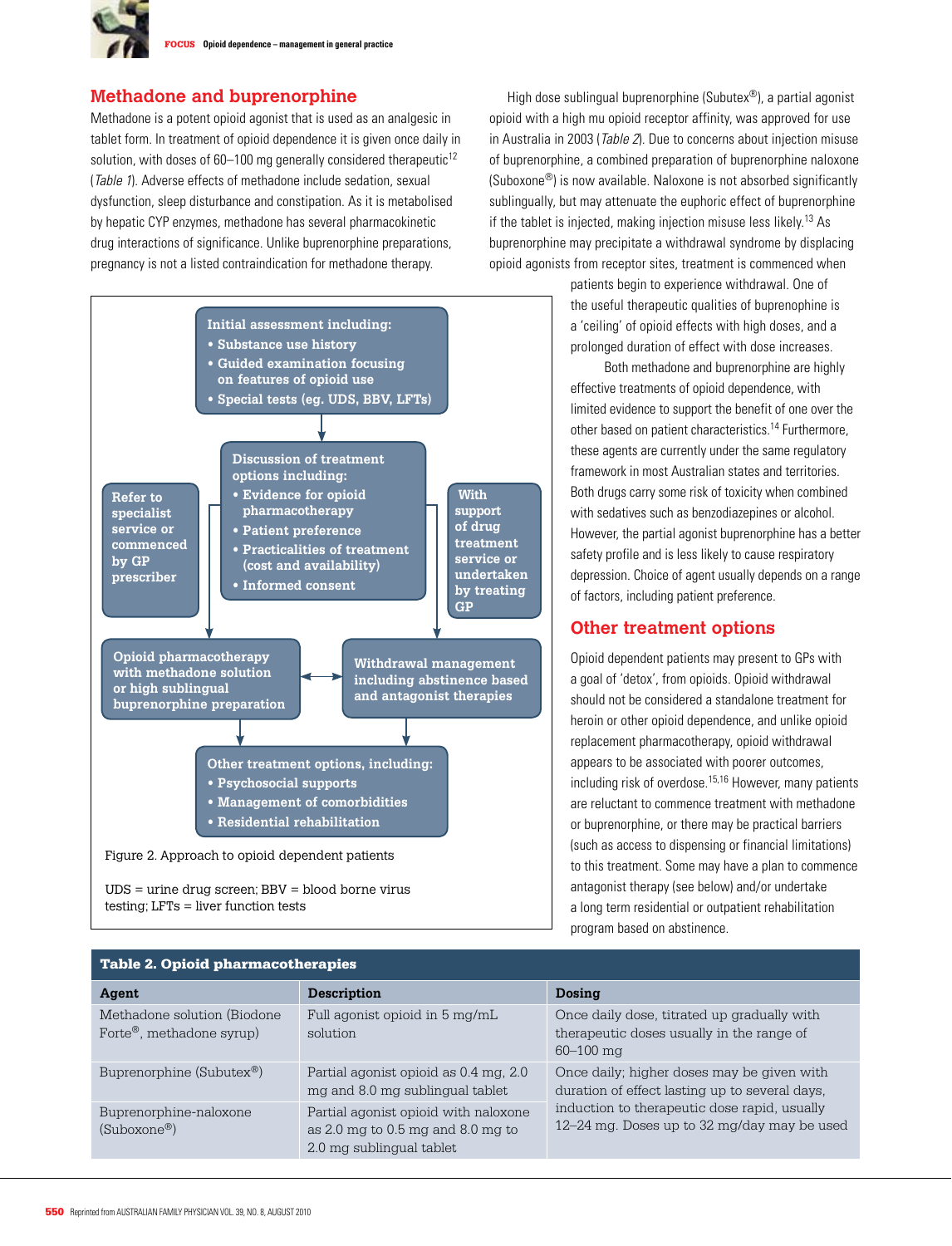## Methadone and buprenorphine

Methadone is a potent opioid agonist that is used as an analgesic in tablet form. In treatment of opioid dependence it is given once daily in solution, with doses of 60–100 mg generally considered therapeutic[12] (*Table 1*). Adverse effects of methadone include sedation, sexual dysfunction, sleep disturbance and constipation. As it is metabolised by hepatic CYP enzymes, methadone has several pharmacokinetic drug interactions of significance. Unlike buprenorphine preparations, pregnancy is not a listed contraindication for methadone therapy.

High dose sublingual buprenorphine (Subutex®), a partial agonist opioid with a high mu opioid receptor affinity, was approved for use in Australia in 2003 (*Table 2*). Due to concerns about injection misuse of buprenorphine, a combined preparation of buprenorphine naloxone (Suboxone®) is now available. Naloxone is not absorbed significantly sublingually, but may attenuate the euphoric effect of buprenorphine if the tablet is injected, making injection misuse less likely.[13] As buprenorphine may precipitate a withdrawal syndrome by displacing opioid agonists from receptor sites, treatment is commenced when patients begin to experience withdrawal. One of the useful therapeutic qualities of buprenophine is a 'ceiling' of opioid effects with high doses, and a prolonged duration of effect with dose increases.

Both methadone and buprenorphine are highly effective treatments of opioid dependence, with limited evidence to support the benefit of one over the other based on patient characteristics.[14] Furthermore, these agents are currently under the same regulatory framework in most Australian states and territories. Both drugs carry some risk of toxicity when combined with sedatives such as benzodiazepines or alcohol. However, the partial agonist buprenorphine has a better safety profile and is less likely to cause respiratory depression. Choice of agent usually depends on a range of factors, including patient preference.

**Initial assessment including:**
- Substance use history
- Guided examination focusing on features of opioid use
- Special tests (eg. UDS, BBV, LFTs)

↓

**Discussion of treatment options including:**
- Evidence for opioid pharmacotherapy
- Patient preference
- Practicalities of treatment (cost and availability)
- Informed consent

← **Refer to specialist service or commenced by GP prescriber** → **Opioid pharmacotherapy with methadone solution or high sublingual buprenorphine preparation**

→ **With support of drug treatment service or undertaken by treating GP** → **Withdrawal management including abstinence based and antagonist therapies**

(Opioid pharmacotherapy ↔ Withdrawal management)

↓

**Other treatment options, including:**
- Psychosocial supports
- Management of comorbidities
- Residential rehabilitation

Figure 2. Approach to opioid dependent patients

UDS = urine drug screen; BBV = blood borne virus testing; LFTs = liver function tests

## Other treatment options

Opioid dependent patients may present to GPs with a goal of 'detox', from opioids. Opioid withdrawal should not be considered a standalone treatment for heroin or other opioid dependence, and unlike opioid replacement pharmacotherapy, opioid withdrawal appears to be associated with poorer outcomes, including risk of overdose.[15,16] However, many patients are reluctant to commence treatment with methadone or buprenorphine, or there may be practical barriers (such as access to dispensing or financial limitations) to this treatment. Some may have a plan to commence antagonist therapy (see below) and/or undertake a long term residential or outpatient rehabilitation program based on abstinence.

**Table 2. Opioid pharmacotherapies**

| Agent | Description | Dosing |
|---|---|---|
| Methadone solution (Biodone Forte®, methadone syrup) | Full agonist opioid in 5 mg/mL solution | Once daily dose, titrated up gradually with therapeutic doses usually in the range of 60–100 mg |
| Buprenorphine (Subutex®) | Partial agonist opioid as 0.4 mg, 2.0 mg and 8.0 mg sublingual tablet | Once daily; higher doses may be given with duration of effect lasting up to several days, induction to therapeutic dose rapid, usually 12–24 mg. Doses up to 32 mg/day may be used |
| Buprenorphine-naloxone (Suboxone®) | Partial agonist opioid with naloxone as 2.0 mg to 0.5 mg and 8.0 mg to 2.0 mg sublingual tablet | |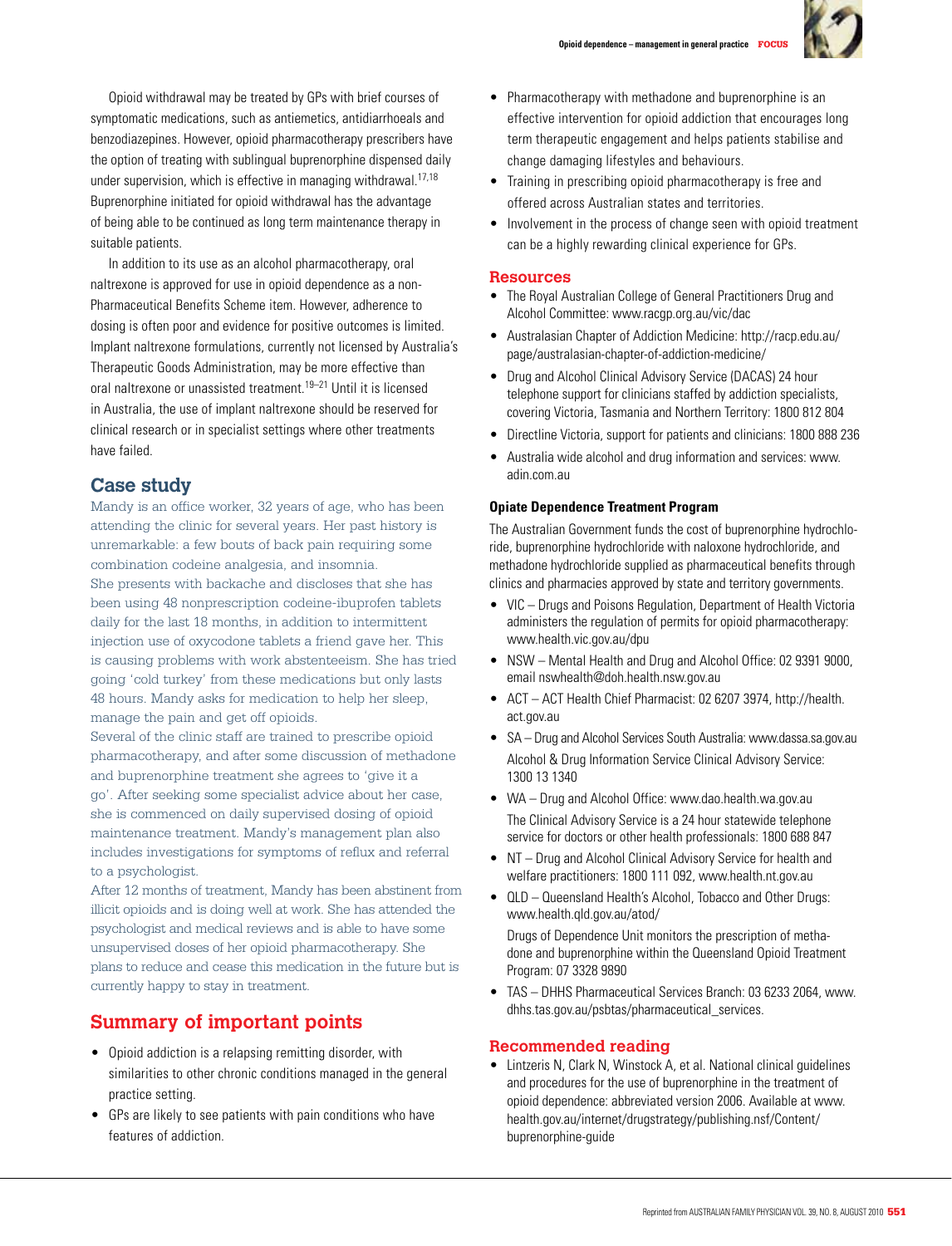Opioid withdrawal may be treated by GPs with brief courses of symptomatic medications, such as antiemetics, antidiarrhoeals and benzodiazepines. However, opioid pharmacotherapy prescribers have the option of treating with sublingual buprenorphine dispensed daily under supervision, which is effective in managing withdrawal.[17,18] Buprenorphine initiated for opioid withdrawal has the advantage of being able to be continued as long term maintenance therapy in suitable patients.

In addition to its use as an alcohol pharmacotherapy, oral naltrexone is approved for use in opioid dependence as a non-Pharmaceutical Benefits Scheme item. However, adherence to dosing is often poor and evidence for positive outcomes is limited. Implant naltrexone formulations, currently not licensed by Australia's Therapeutic Goods Administration, may be more effective than oral naltrexone or unassisted treatment.[19–21] Until it is licensed in Australia, the use of implant naltrexone should be reserved for clinical research or in specialist settings where other treatments have failed.

## Case study

Mandy is an office worker, 32 years of age, who has been attending the clinic for several years. Her past history is unremarkable: a few bouts of back pain requiring some combination codeine analgesia, and insomnia.

She presents with backache and discloses that she has been using 48 nonprescription codeine-ibuprofen tablets daily for the last 18 months, in addition to intermittent injection use of oxycodone tablets a friend gave her. This is causing problems with work absenteeism. She has tried going 'cold turkey' from these medications but only lasts 48 hours. Mandy asks for medication to help her sleep, manage the pain and get off opioids.

Several of the clinic staff are trained to prescribe opioid pharmacotherapy, and after some discussion of methadone and buprenorphine treatment she agrees to 'give it a go'. After seeking some specialist advice about her case, she is commenced on daily supervised dosing of opioid maintenance treatment. Mandy's management plan also includes investigations for symptoms of reflux and referral to a psychologist.

After 12 months of treatment, Mandy has been abstinent from illicit opioids and is doing well at work. She has attended the psychologist and medical reviews and is able to have some unsupervised doses of her opioid pharmacotherapy. She plans to reduce and cease this medication in the future but is currently happy to stay in treatment.

## Summary of important points

- Opioid addiction is a relapsing remitting disorder, with similarities to other chronic conditions managed in the general practice setting.
- GPs are likely to see patients with pain conditions who have features of addiction.
- Pharmacotherapy with methadone and buprenorphine is an effective intervention for opioid addiction that encourages long term therapeutic engagement and helps patients stabilise and change damaging lifestyles and behaviours.
- Training in prescribing opioid pharmacotherapy is free and offered across Australian states and territories.
- Involvement in the process of change seen with opioid treatment can be a highly rewarding clinical experience for GPs.

## Resources

- The Royal Australian College of General Practitioners Drug and Alcohol Committee: www.racgp.org.au/vic/dac
- Australasian Chapter of Addiction Medicine: http://racp.edu.au/page/australasian-chapter-of-addiction-medicine/
- Drug and Alcohol Clinical Advisory Service (DACAS) 24 hour telephone support for clinicians staffed by addiction specialists, covering Victoria, Tasmania and Northern Territory: 1800 812 804
- Directline Victoria, support for patients and clinicians: 1800 888 236
- Australia wide alcohol and drug information and services: www.adin.com.au

### Opiate Dependence Treatment Program

The Australian Government funds the cost of buprenorphine hydrochloride, buprenorphine hydrochloride with naloxone hydrochloride, and methadone hydrochloride supplied as pharmaceutical benefits through clinics and pharmacies approved by state and territory governments.

- VIC – Drugs and Poisons Regulation, Department of Health Victoria administers the regulation of permits for opioid pharmacotherapy: www.health.vic.gov.au/dpu
- NSW – Mental Health and Drug and Alcohol Office: 02 9391 9000, email nswhealth@doh.health.nsw.gov.au
- ACT – ACT Health Chief Pharmacist: 02 6207 3974, http://health.act.gov.au
- SA – Drug and Alcohol Services South Australia: www.dassa.sa.gov.au
  Alcohol & Drug Information Service Clinical Advisory Service: 1300 13 1340
- WA – Drug and Alcohol Office: www.dao.health.wa.gov.au
  The Clinical Advisory Service is a 24 hour statewide telephone service for doctors or other health professionals: 1800 688 847
- NT – Drug and Alcohol Clinical Advisory Service for health and welfare practitioners: 1800 111 092, www.health.nt.gov.au
- QLD – Queensland Health's Alcohol, Tobacco and Other Drugs: www.health.qld.gov.au/atod/
  Drugs of Dependence Unit monitors the prescription of methadone and buprenorphine within the Queensland Opioid Treatment Program: 07 3328 9890
- TAS – DHHS Pharmaceutical Services Branch: 03 6233 2064, www.dhhs.tas.gov.au/psbtas/pharmaceutical_services.

## Recommended reading

- Lintzeris N, Clark N, Winstock A, et al. National clinical guidelines and procedures for the use of buprenorphine in the treatment of opioid dependence: abbreviated version 2006. Available at www.health.gov.au/internet/drugstrategy/publishing.nsf/Content/buprenorphine-guide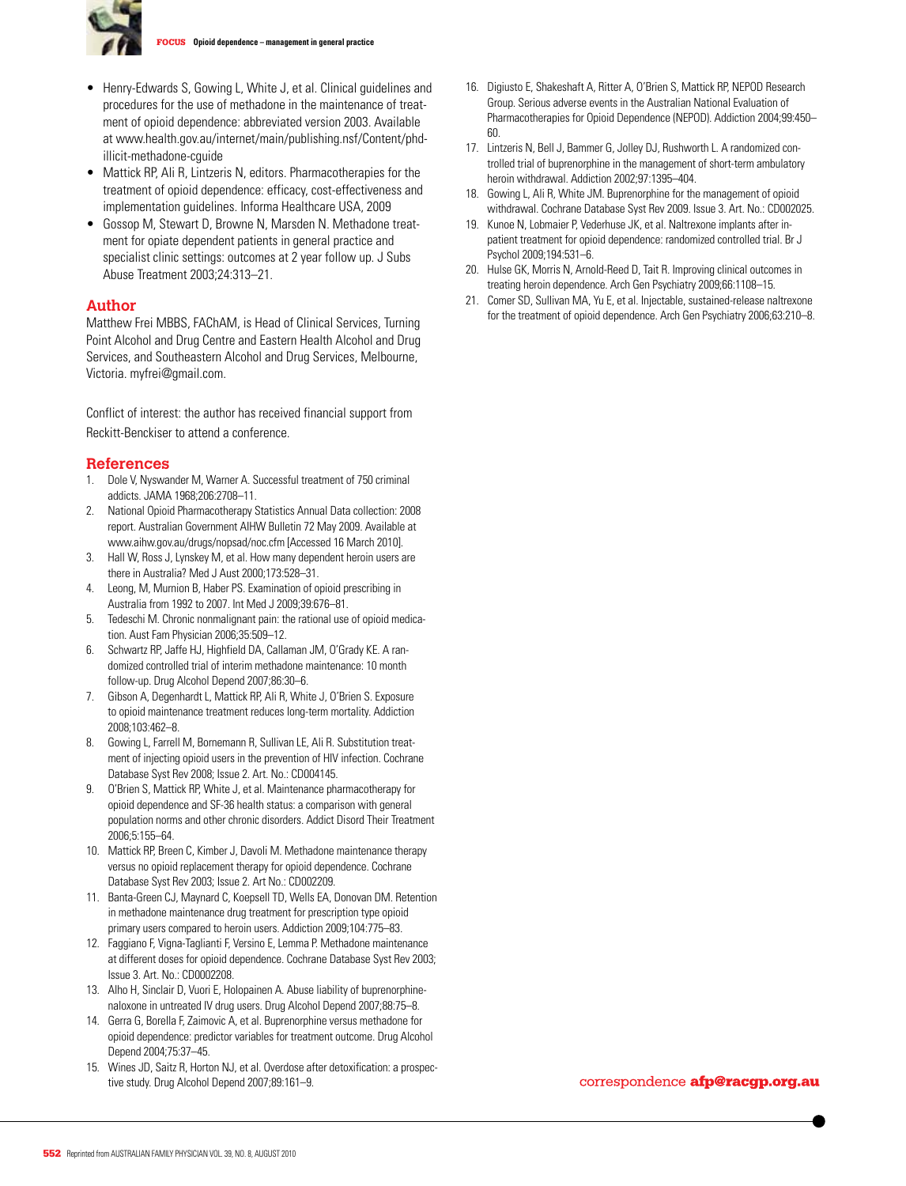- Henry-Edwards S, Gowing L, White J, et al. Clinical guidelines and procedures for the use of methadone in the maintenance of treatment of opioid dependence: abbreviated version 2003. Available at www.health.gov.au/internet/main/publishing.nsf/Content/phd-illicit-methadone-cguide
- Mattick RP, Ali R, Lintzeris N, editors. Pharmacotherapies for the treatment of opioid dependence: efficacy, cost-effectiveness and implementation guidelines. Informa Healthcare USA, 2009
- Gossop M, Stewart D, Browne N, Marsden N. Methadone treatment for opiate dependent patients in general practice and specialist clinic settings: outcomes at 2 year follow up. J Subs Abuse Treatment 2003;24:313–21.

## Author

Matthew Frei MBBS, FAChAM, is Head of Clinical Services, Turning Point Alcohol and Drug Centre and Eastern Health Alcohol and Drug Services, and Southeastern Alcohol and Drug Services, Melbourne, Victoria. myfrei@gmail.com.

Conflict of interest: the author has received financial support from Reckitt-Benckiser to attend a conference.

## References

1. Dole V, Nyswander M, Warner A. Successful treatment of 750 criminal addicts. JAMA 1968;206:2708–11.
2. National Opioid Pharmacotherapy Statistics Annual Data collection: 2008 report. Australian Government AIHW Bulletin 72 May 2009. Available at www.aihw.gov.au/drugs/nopsad/noc.cfm [Accessed 16 March 2010].
3. Hall W, Ross J, Lynskey M, et al. How many dependent heroin users are there in Australia? Med J Aust 2000;173:528–31.
4. Leong, M, Murnion B, Haber PS. Examination of opioid prescribing in Australia from 1992 to 2007. Int Med J 2009;39:676–81.
5. Tedeschi M. Chronic nonmalignant pain: the rational use of opioid medication. Aust Fam Physician 2006;35:509–12.
6. Schwartz RP, Jaffe HJ, Highfield DA, Callaman JM, O'Grady KE. A randomized controlled trial of interim methadone maintenance: 10 month follow-up. Drug Alcohol Depend 2007;86:30–6.
7. Gibson A, Degenhardt L, Mattick RP, Ali R, White J, O'Brien S. Exposure to opioid maintenance treatment reduces long-term mortality. Addiction 2008;103:462–8.
8. Gowing L, Farrell M, Bornemann R, Sullivan LE, Ali R. Substitution treatment of injecting opioid users in the prevention of HIV infection. Cochrane Database Syst Rev 2008; Issue 2. Art. No.: CD004145.
9. O'Brien S, Mattick RP, White J, et al. Maintenance pharmacotherapy for opioid dependence and SF-36 health status: a comparison with general population norms and other chronic disorders. Addict Disord Their Treatment 2006;5:155–64.
10. Mattick RP, Breen C, Kimber J, Davoli M. Methadone maintenance therapy versus no opioid replacement therapy for opioid dependence. Cochrane Database Syst Rev 2003; Issue 2. Art No.: CD002209.
11. Banta-Green CJ, Maynard C, Koepsell TD, Wells EA, Donovan DM. Retention in methadone maintenance drug treatment for prescription type opioid primary users compared to heroin users. Addiction 2009;104:775–83.
12. Faggiano F, Vigna-Taglianti F, Versino E, Lemma P. Methadone maintenance at different doses for opioid dependence. Cochrane Database Syst Rev 2003; Issue 3. Art. No.: CD0002208.
13. Alho H, Sinclair D, Vuori E, Holopainen A. Abuse liability of buprenorphine-naloxone in untreated IV drug users. Drug Alcohol Depend 2007;88:75–8.
14. Gerra G, Borella F, Zaimovic A, et al. Buprenorphine versus methadone for opioid dependence: predictor variables for treatment outcome. Drug Alcohol Depend 2004;75:37–45.
15. Wines JD, Saitz R, Horton NJ, et al. Overdose after detoxification: a prospective study. Drug Alcohol Depend 2007;89:161–9.
16. Digiusto E, Shakeshaft A, Ritter A, O'Brien S, Mattick RP, NEPOD Research Group. Serious adverse events in the Australian National Evaluation of Pharmacotherapies for Opioid Dependence (NEPOD). Addiction 2004;99:450–60.
17. Lintzeris N, Bell J, Bammer G, Jolley DJ, Rushworth L. A randomized controlled trial of buprenorphine in the management of short-term ambulatory heroin withdrawal. Addiction 2002;97:1395–404.
18. Gowing L, Ali R, White JM. Buprenorphine for the management of opioid withdrawal. Cochrane Database Syst Rev 2009. Issue 3. Art. No.: CD002025.
19. Kunoe N, Lobmaier P, Vederhuse JK, et al. Naltrexone implants after in-patient treatment for opioid dependence: randomized controlled trial. Br J Psychol 2009;194:531–6.
20. Hulse GK, Morris N, Arnold-Reed D, Tait R. Improving clinical outcomes in treating heroin dependence. Arch Gen Psychiatry 2009;66:1108–15.
21. Comer SD, Sullivan MA, Yu E, et al. Injectable, sustained-release naltrexone for the treatment of opioid dependence. Arch Gen Psychiatry 2006;63:210–8.

correspondence **afp@racgp.org.au**